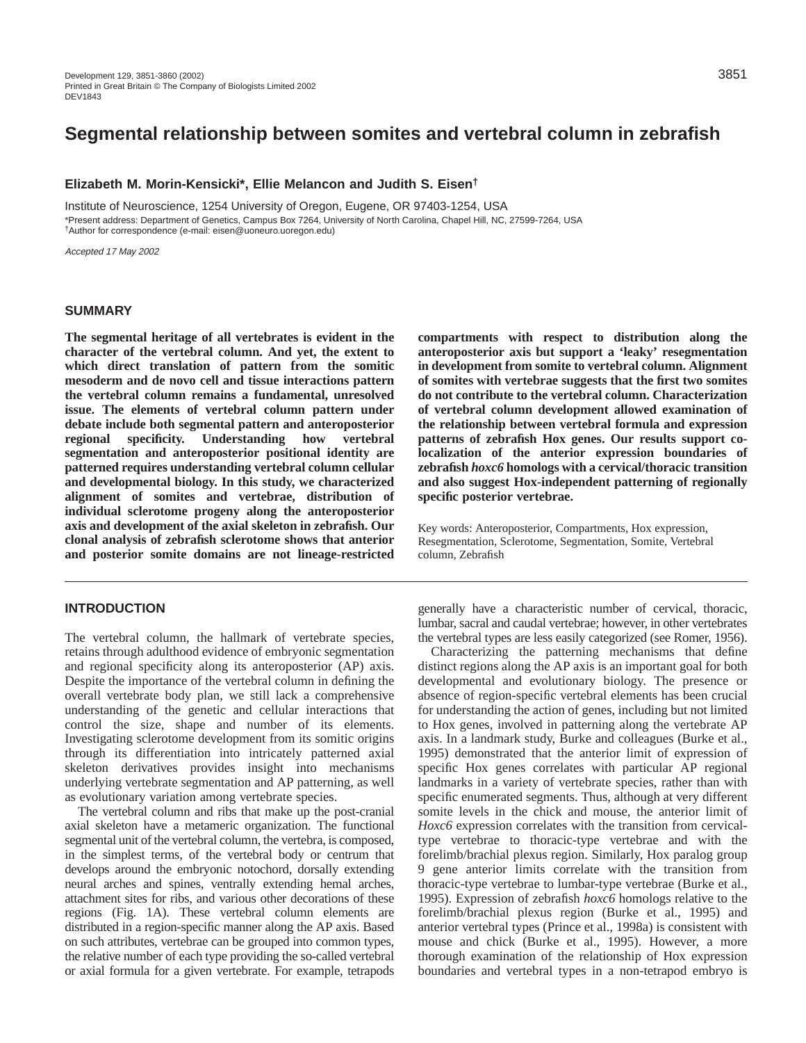# Segmental relationship between somites and vertebral column in zebrafish

**Elizabeth M. Morin-Kensicki*, Ellie Melancon and Judith S. Eisen†**

Institute of Neuroscience, 1254 University of Oregon, Eugene, OR 97403-1254, USA

*Present address: Department of Genetics, Campus Box 7264, University of North Carolina, Chapel Hill, NC, 27599-7264, USA

†Author for correspondence (e-mail: eisen@uoneuro.uoregon.edu)

*Accepted 17 May 2002*

## SUMMARY

**The segmental heritage of all vertebrates is evident in the character of the vertebral column. And yet, the extent to which direct translation of pattern from the somitic mesoderm and de novo cell and tissue interactions pattern the vertebral column remains a fundamental, unresolved issue. The elements of vertebral column pattern under debate include both segmental pattern and anteroposterior regional specificity. Understanding how vertebral segmentation and anteroposterior positional identity are patterned requires understanding vertebral column cellular and developmental biology. In this study, we characterized alignment of somites and vertebrae, distribution of individual sclerotome progeny along the anteroposterior axis and development of the axial skeleton in zebrafish. Our clonal analysis of zebrafish sclerotome shows that anterior and posterior somite domains are not lineage-restricted compartments with respect to distribution along the anteroposterior axis but support a 'leaky' resegmentation in development from somite to vertebral column. Alignment of somites with vertebrae suggests that the first two somites do not contribute to the vertebral column. Characterization of vertebral column development allowed examination of the relationship between vertebral formula and expression patterns of zebrafish Hox genes. Our results support co-localization of the anterior expression boundaries of zebrafish *hoxc6* homologs with a cervical/thoracic transition and also suggest Hox-independent patterning of regionally specific posterior vertebrae.**

Key words: Anteroposterior, Compartments, Hox expression, Resegmentation, Sclerotome, Segmentation, Somite, Vertebral column, Zebrafish

## INTRODUCTION

The vertebral column, the hallmark of vertebrate species, retains through adulthood evidence of embryonic segmentation and regional specificity along its anteroposterior (AP) axis. Despite the importance of the vertebral column in defining the overall vertebrate body plan, we still lack a comprehensive understanding of the genetic and cellular interactions that control the size, shape and number of its elements. Investigating sclerotome development from its somitic origins through its differentiation into intricately patterned axial skeleton derivatives provides insight into mechanisms underlying vertebrate segmentation and AP patterning, as well as evolutionary variation among vertebrate species.

The vertebral column and ribs that make up the post-cranial axial skeleton have a metameric organization. The functional segmental unit of the vertebral column, the vertebra, is composed, in the simplest terms, of the vertebral body or centrum that develops around the embryonic notochord, dorsally extending neural arches and spines, ventrally extending hemal arches, attachment sites for ribs, and various other decorations of these regions (Fig. 1A). These vertebral column elements are distributed in a region-specific manner along the AP axis. Based on such attributes, vertebrae can be grouped into common types, the relative number of each type providing the so-called vertebral or axial formula for a given vertebrate. For example, tetrapods generally have a characteristic number of cervical, thoracic, lumbar, sacral and caudal vertebrae; however, in other vertebrates the vertebral types are less easily categorized (see Romer, 1956).

Characterizing the patterning mechanisms that define distinct regions along the AP axis is an important goal for both developmental and evolutionary biology. The presence or absence of region-specific vertebral elements has been crucial for understanding the action of genes, including but not limited to Hox genes, involved in patterning along the vertebrate AP axis. In a landmark study, Burke and colleagues (Burke et al., 1995) demonstrated that the anterior limit of expression of specific Hox genes correlates with particular AP regional landmarks in a variety of vertebrate species, rather than with specific enumerated segments. Thus, although at very different somite levels in the chick and mouse, the anterior limit of *Hoxc6* expression correlates with the transition from cervical-type vertebrae to thoracic-type vertebrae and with the forelimb/brachial plexus region. Similarly, Hox paralog group 9 gene anterior limits correlate with the transition from thoracic-type vertebrae to lumbar-type vertebrae (Burke et al., 1995). Expression of zebrafish *hoxc6* homologs relative to the forelimb/brachial plexus region (Burke et al., 1995) and anterior vertebral types (Prince et al., 1998a) is consistent with mouse and chick (Burke et al., 1995). However, a more thorough examination of the relationship of Hox expression boundaries and vertebral types in a non-tetrapod embryo is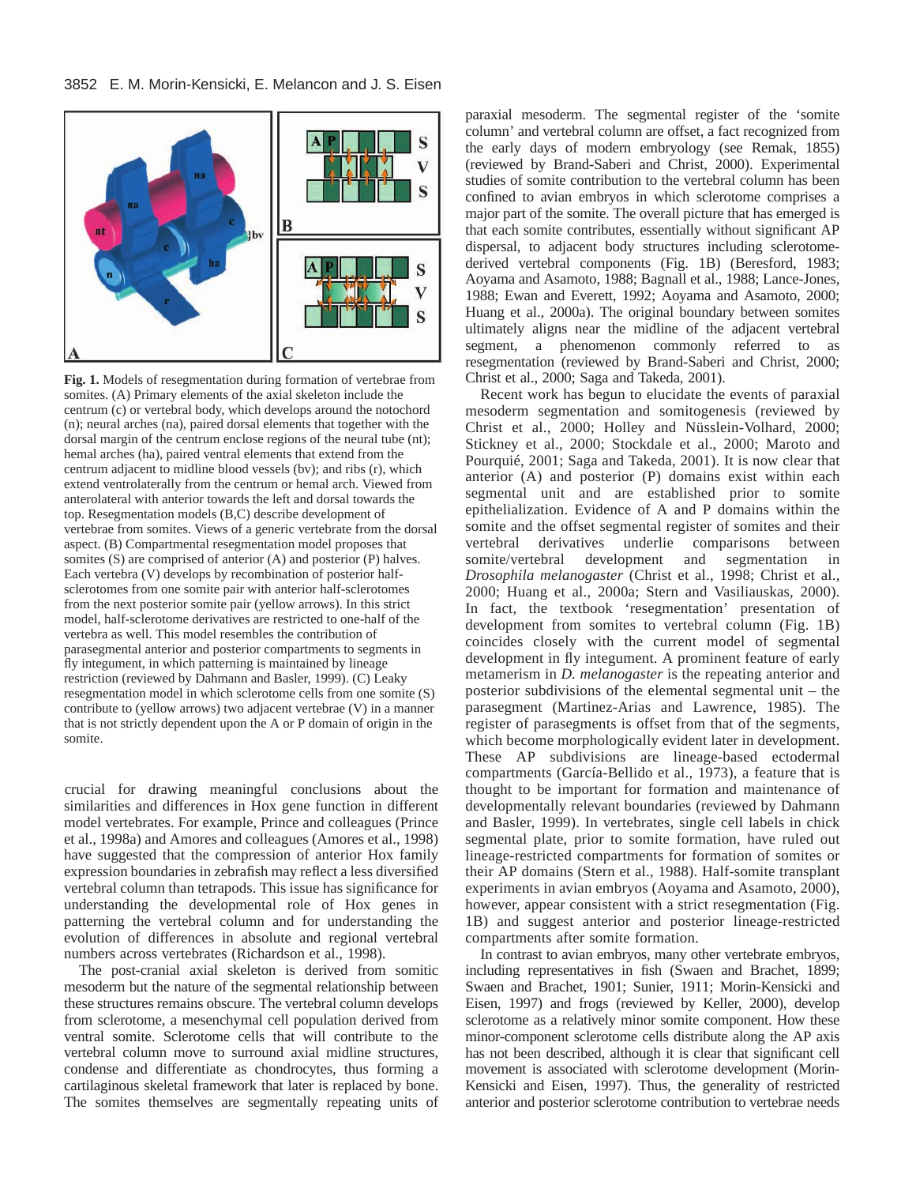**Fig. 1.** Models of resegmentation during formation of vertebrae from somites. (A) Primary elements of the axial skeleton include the centrum (c) or vertebral body, which develops around the notochord (n); neural arches (na), paired dorsal elements that together with the dorsal margin of the centrum enclose regions of the neural tube (nt); hemal arches (ha), paired ventral elements that extend from the centrum adjacent to midline blood vessels (bv); and ribs (r), which extend ventrolaterally from the centrum or hemal arch. Viewed from anterolateral with anterior towards the left and dorsal towards the top. Resegmentation models (B,C) describe development of vertebrae from somites. Views of a generic vertebrate from the dorsal aspect. (B) Compartmental resegmentation model proposes that somites (S) are comprised of anterior (A) and posterior (P) halves. Each vertebra (V) develops by recombination of posterior half-sclerotomes from one somite pair with anterior half-sclerotomes from the next posterior somite pair (yellow arrows). In this strict model, half-sclerotome derivatives are restricted to one-half of the vertebra as well. This model resembles the contribution of parasegmental anterior and posterior compartments to segments in fly integument, in which patterning is maintained by lineage restriction (reviewed by Dahmann and Basler, 1999). (C) Leaky resegmentation model in which sclerotome cells from one somite (S) contribute to (yellow arrows) two adjacent vertebrae (V) in a manner that is not strictly dependent upon the A or P domain of origin in the somite.

crucial for drawing meaningful conclusions about the similarities and differences in Hox gene function in different model vertebrates. For example, Prince and colleagues (Prince et al., 1998a) and Amores and colleagues (Amores et al., 1998) have suggested that the compression of anterior Hox family expression boundaries in zebrafish may reflect a less diversified vertebral column than tetrapods. This issue has significance for understanding the developmental role of Hox genes in patterning the vertebral column and for understanding the evolution of differences in absolute and regional vertebral numbers across vertebrates (Richardson et al., 1998).

The post-cranial axial skeleton is derived from somitic mesoderm but the nature of the segmental relationship between these structures remains obscure. The vertebral column develops from sclerotome, a mesenchymal cell population derived from ventral somite. Sclerotome cells that will contribute to the vertebral column move to surround axial midline structures, condense and differentiate as chondrocytes, thus forming a cartilaginous skeletal framework that later is replaced by bone. The somites themselves are segmentally repeating units of paraxial mesoderm. The segmental register of the 'somite column' and vertebral column are offset, a fact recognized from the early days of modern embryology (see Remak, 1855) (reviewed by Brand-Saberi and Christ, 2000). Experimental studies of somite contribution to the vertebral column has been confined to avian embryos in which sclerotome comprises a major part of the somite. The overall picture that has emerged is that each somite contributes, essentially without significant AP dispersal, to adjacent body structures including sclerotome-derived vertebral components (Fig. 1B) (Beresford, 1983; Aoyama and Asamoto, 1988; Bagnall et al., 1988; Lance-Jones, 1988; Ewan and Everett, 1992; Aoyama and Asamoto, 2000; Huang et al., 2000a). The original boundary between somites ultimately aligns near the midline of the adjacent vertebral segment, a phenomenon commonly referred to as resegmentation (reviewed by Brand-Saberi and Christ, 2000; Christ et al., 2000; Saga and Takeda, 2001).

Recent work has begun to elucidate the events of paraxial mesoderm segmentation and somitogenesis (reviewed by Christ et al., 2000; Holley and Nüsslein-Volhard, 2000; Stickney et al., 2000; Stockdale et al., 2000; Maroto and Pourquié, 2001; Saga and Takeda, 2001). It is now clear that anterior (A) and posterior (P) domains exist within each segmental unit and are established prior to somite epithelialization. Evidence of A and P domains within the somite and the offset segmental register of somites and their vertebral derivatives underlie comparisons between somite/vertebral development and segmentation in *Drosophila melanogaster* (Christ et al., 1998; Christ et al., 2000; Huang et al., 2000a; Stern and Vasiliauskas, 2000). In fact, the textbook 'resegmentation' presentation of development from somites to vertebral column (Fig. 1B) coincides closely with the current model of segmental development in fly integument. A prominent feature of early metamerism in *D. melanogaster* is the repeating anterior and posterior subdivisions of the elemental segmental unit – the parasegment (Martinez-Arias and Lawrence, 1985). The register of parasegments is offset from that of the segments, which become morphologically evident later in development. These AP subdivisions are lineage-based ectodermal compartments (García-Bellido et al., 1973), a feature that is thought to be important for formation and maintenance of developmentally relevant boundaries (reviewed by Dahmann and Basler, 1999). In vertebrates, single cell labels in chick segmental plate, prior to somite formation, have ruled out lineage-restricted compartments for formation of somites or their AP domains (Stern et al., 1988). Half-somite transplant experiments in avian embryos (Aoyama and Asamoto, 2000), however, appear consistent with a strict resegmentation (Fig. 1B) and suggest anterior and posterior lineage-restricted compartments after somite formation.

In contrast to avian embryos, many other vertebrate embryos, including representatives in fish (Swaen and Brachet, 1899; Swaen and Brachet, 1901; Sunier, 1911; Morin-Kensicki and Eisen, 1997) and frogs (reviewed by Keller, 2000), develop sclerotome as a relatively minor somite component. How these minor-component sclerotome cells distribute along the AP axis has not been described, although it is clear that significant cell movement is associated with sclerotome development (Morin-Kensicki and Eisen, 1997). Thus, the generality of restricted anterior and posterior sclerotome contribution to vertebrae needs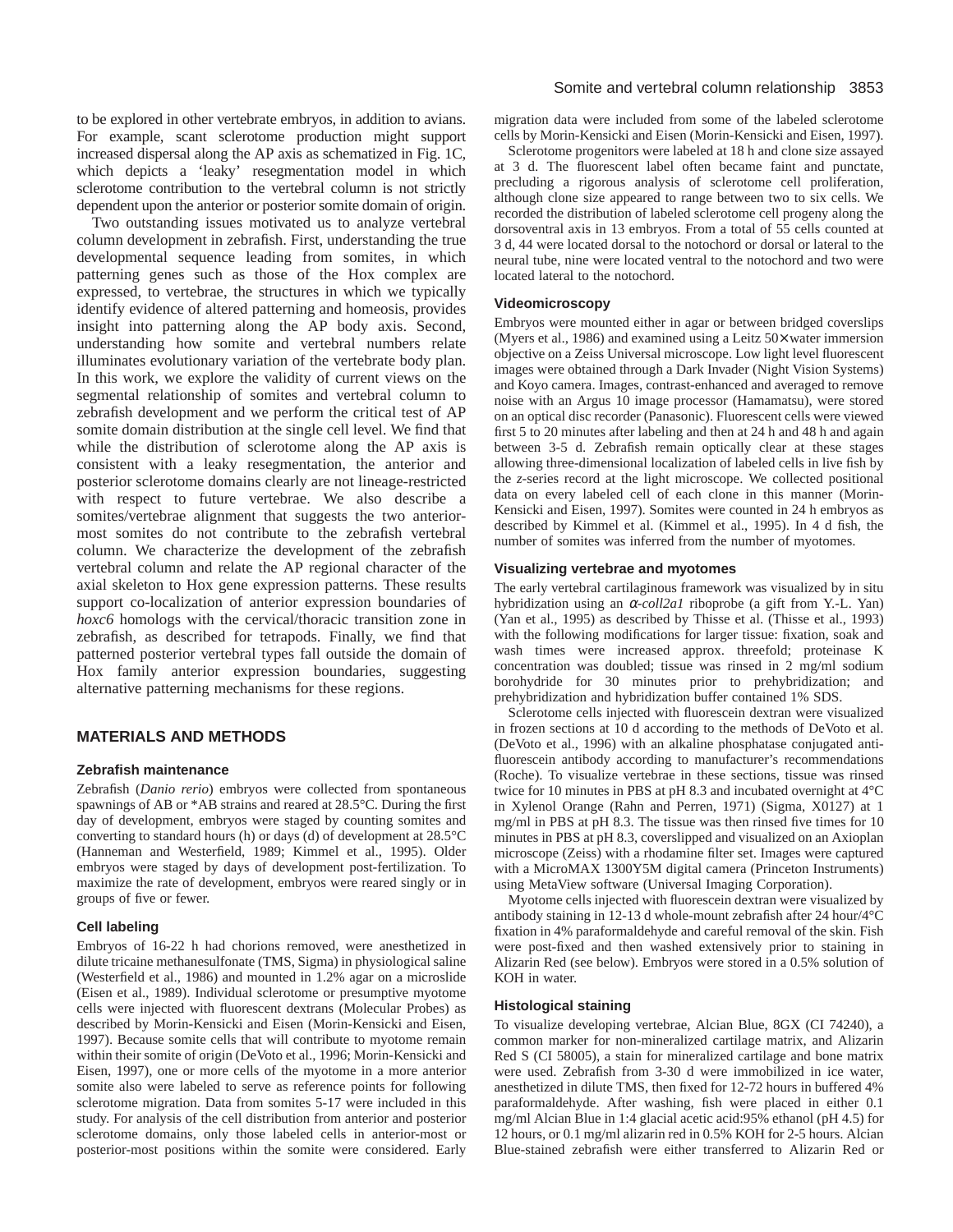to be explored in other vertebrate embryos, in addition to avians. For example, scant sclerotome production might support increased dispersal along the AP axis as schematized in Fig. 1C, which depicts a 'leaky' resegmentation model in which sclerotome contribution to the vertebral column is not strictly dependent upon the anterior or posterior somite domain of origin.

Two outstanding issues motivated us to analyze vertebral column development in zebrafish. First, understanding the true developmental sequence leading from somites, in which patterning genes such as those of the Hox complex are expressed, to vertebrae, the structures in which we typically identify evidence of altered patterning and homeosis, provides insight into patterning along the AP body axis. Second, understanding how somite and vertebral numbers relate illuminates evolutionary variation of the vertebrate body plan. In this work, we explore the validity of current views on the segmental relationship of somites and vertebral column to zebrafish development and we perform the critical test of AP somite domain distribution at the single cell level. We find that while the distribution of sclerotome along the AP axis is consistent with a leaky resegmentation, the anterior and posterior sclerotome domains clearly are not lineage-restricted with respect to future vertebrae. We also describe a somites/vertebrae alignment that suggests the two anterior-most somites do not contribute to the zebrafish vertebral column. We characterize the development of the zebrafish vertebral column and relate the AP regional character of the axial skeleton to Hox gene expression patterns. These results support co-localization of anterior expression boundaries of *hoxc6* homologs with the cervical/thoracic transition zone in zebrafish, as described for tetrapods. Finally, we find that patterned posterior vertebral types fall outside the domain of Hox family anterior expression boundaries, suggesting alternative patterning mechanisms for these regions.

## MATERIALS AND METHODS

### Zebrafish maintenance

Zebrafish (*Danio rerio*) embryos were collected from spontaneous spawnings of AB or *AB strains and reared at 28.5°C. During the first day of development, embryos were staged by counting somites and converting to standard hours (h) or days (d) of development at 28.5°C (Hanneman and Westerfield, 1989; Kimmel et al., 1995). Older embryos were staged by days of development post-fertilization. To maximize the rate of development, embryos were reared singly or in groups of five or fewer.

### Cell labeling

Embryos of 16-22 h had chorions removed, were anesthetized in dilute tricaine methanesulfonate (TMS, Sigma) in physiological saline (Westerfield et al., 1986) and mounted in 1.2% agar on a microslide (Eisen et al., 1989). Individual sclerotome or presumptive myotome cells were injected with fluorescent dextrans (Molecular Probes) as described by Morin-Kensicki and Eisen (Morin-Kensicki and Eisen, 1997). Because somite cells that will contribute to myotome remain within their somite of origin (DeVoto et al., 1996; Morin-Kensicki and Eisen, 1997), one or more cells of the myotome in a more anterior somite also were labeled to serve as reference points for following sclerotome migration. Data from somites 5-17 were included in this study. For analysis of the cell distribution from anterior and posterior sclerotome domains, only those labeled cells in anterior-most or posterior-most positions within the somite were considered. Early migration data were included from some of the labeled sclerotome cells by Morin-Kensicki and Eisen (Morin-Kensicki and Eisen, 1997).

Sclerotome progenitors were labeled at 18 h and clone size assayed at 3 d. The fluorescent label often became faint and punctate, precluding a rigorous analysis of sclerotome cell proliferation, although clone size appeared to range between two to six cells. We recorded the distribution of labeled sclerotome cell progeny along the dorsoventral axis in 13 embryos. From a total of 55 cells counted at 3 d, 44 were located dorsal to the notochord or dorsal or lateral to the neural tube, nine were located ventral to the notochord and two were located lateral to the notochord.

### Videomicroscopy

Embryos were mounted either in agar or between bridged coverslips (Myers et al., 1986) and examined using a Leitz 50× water immersion objective on a Zeiss Universal microscope. Low light level fluorescent images were obtained through a Dark Invader (Night Vision Systems) and Koyo camera. Images, contrast-enhanced and averaged to remove noise with an Argus 10 image processor (Hamamatsu), were stored on an optical disc recorder (Panasonic). Fluorescent cells were viewed first 5 to 20 minutes after labeling and then at 24 h and 48 h and again between 3-5 d. Zebrafish remain optically clear at these stages allowing three-dimensional localization of labeled cells in live fish by the *z*-series record at the light microscope. We collected positional data on every labeled cell of each clone in this manner (Morin-Kensicki and Eisen, 1997). Somites were counted in 24 h embryos as described by Kimmel et al. (Kimmel et al., 1995). In 4 d fish, the number of somites was inferred from the number of myotomes.

### Visualizing vertebrae and myotomes

The early vertebral cartilaginous framework was visualized by in situ hybridization using an *α-coll2a1* riboprobe (a gift from Y.-L. Yan) (Yan et al., 1995) as described by Thisse et al. (Thisse et al., 1993) with the following modifications for larger tissue: fixation, soak and wash times were increased approx. threefold; proteinase K concentration was doubled; tissue was rinsed in 2 mg/ml sodium borohydride for 30 minutes prior to prehybridization; and prehybridization and hybridization buffer contained 1% SDS.

Sclerotome cells injected with fluorescein dextran were visualized in frozen sections at 10 d according to the methods of DeVoto et al. (DeVoto et al., 1996) with an alkaline phosphatase conjugated anti-fluorescein antibody according to manufacturer's recommendations (Roche). To visualize vertebrae in these sections, tissue was rinsed twice for 10 minutes in PBS at pH 8.3 and incubated overnight at 4°C in Xylenol Orange (Rahn and Perren, 1971) (Sigma, X0127) at 1 mg/ml in PBS at pH 8.3. The tissue was then rinsed five times for 10 minutes in PBS at pH 8.3, coverslipped and visualized on an Axioplan microscope (Zeiss) with a rhodamine filter set. Images were captured with a MicroMAX 1300Y5M digital camera (Princeton Instruments) using MetaView software (Universal Imaging Corporation).

Myotome cells injected with fluorescein dextran were visualized by antibody staining in 12-13 d whole-mount zebrafish after 24 hour/4°C fixation in 4% paraformaldehyde and careful removal of the skin. Fish were post-fixed and then washed extensively prior to staining in Alizarin Red (see below). Embryos were stored in a 0.5% solution of KOH in water.

### Histological staining

To visualize developing vertebrae, Alcian Blue, 8GX (CI 74240), a common marker for non-mineralized cartilage matrix, and Alizarin Red S (CI 58005), a stain for mineralized cartilage and bone matrix were used. Zebrafish from 3-30 d were immobilized in ice water, anesthetized in dilute TMS, then fixed for 12-72 hours in buffered 4% paraformaldehyde. After washing, fish were placed in either 0.1 mg/ml Alcian Blue in 1:4 glacial acetic acid:95% ethanol (pH 4.5) for 12 hours, or 0.1 mg/ml alizarin red in 0.5% KOH for 2-5 hours. Alcian Blue-stained zebrafish were either transferred to Alizarin Red or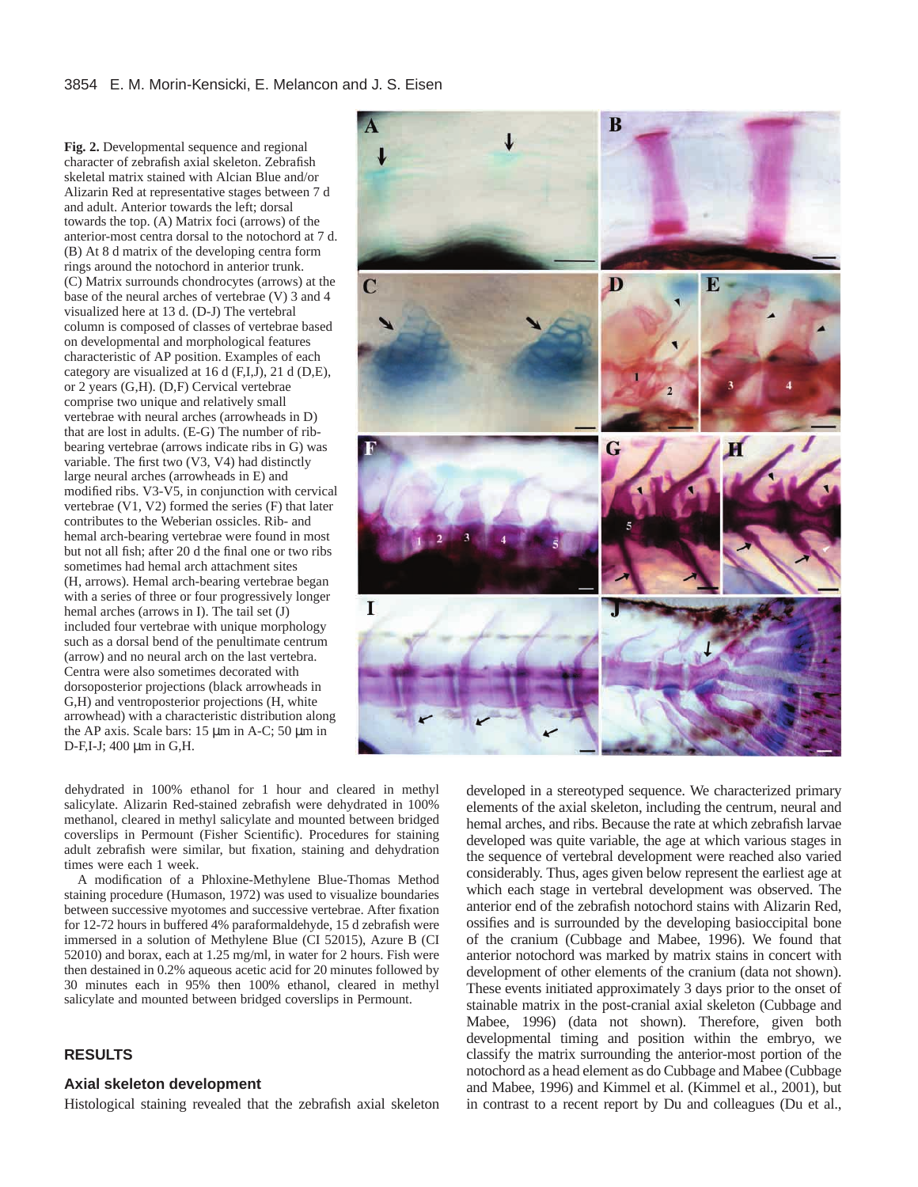**Fig. 2.** Developmental sequence and regional character of zebrafish axial skeleton. Zebrafish skeletal matrix stained with Alcian Blue and/or Alizarin Red at representative stages between 7 d and adult. Anterior towards the left; dorsal towards the top. (A) Matrix foci (arrows) of the anterior-most centra dorsal to the notochord at 7 d. (B) At 8 d matrix of the developing centra form rings around the notochord in anterior trunk. (C) Matrix surrounds chondrocytes (arrows) at the base of the neural arches of vertebrae (V) 3 and 4 visualized here at 13 d. (D-J) The vertebral column is composed of classes of vertebrae based on developmental and morphological features characteristic of AP position. Examples of each category are visualized at 16 d (F,I,J), 21 d (D,E), or 2 years (G,H). (D,F) Cervical vertebrae comprise two unique and relatively small vertebrae with neural arches (arrowheads in D) that are lost in adults. (E-G) The number of rib-bearing vertebrae (arrows indicate ribs in G) was variable. The first two (V3, V4) had distinctly large neural arches (arrowheads in E) and modified ribs. V3-V5, in conjunction with cervical vertebrae (V1, V2) formed the series (F) that later contributes to the Weberian ossicles. Rib- and hemal arch-bearing vertebrae were found in most but not all fish; after 20 d the final one or two ribs sometimes had hemal arch attachment sites (H, arrows). Hemal arch-bearing vertebrae began with a series of three or four progressively longer hemal arches (arrows in I). The tail set (J) included four vertebrae with unique morphology such as a dorsal bend of the penultimate centrum (arrow) and no neural arch on the last vertebra. Centra were also sometimes decorated with dorsoposterior projections (black arrowheads in G,H) and ventroposterior projections (H, white arrowhead) with a characteristic distribution along the AP axis. Scale bars: 15 µm in A-C; 50 µm in D-F,I-J; 400 µm in G,H.

dehydrated in 100% ethanol for 1 hour and cleared in methyl salicylate. Alizarin Red-stained zebrafish were dehydrated in 100% methanol, cleared in methyl salicylate and mounted between bridged coverslips in Permount (Fisher Scientific). Procedures for staining adult zebrafish were similar, but fixation, staining and dehydration times were each 1 week.

A modification of a Phloxine-Methylene Blue-Thomas Method staining procedure (Humason, 1972) was used to visualize boundaries between successive myotomes and successive vertebrae. After fixation for 12-72 hours in buffered 4% paraformaldehyde, 15 d zebrafish were immersed in a solution of Methylene Blue (CI 52015), Azure B (CI 52010) and borax, each at 1.25 mg/ml, in water for 2 hours. Fish were then destained in 0.2% aqueous acetic acid for 20 minutes followed by 30 minutes each in 95% then 100% ethanol, cleared in methyl salicylate and mounted between bridged coverslips in Permount.

## RESULTS

### Axial skeleton development

Histological staining revealed that the zebrafish axial skeleton developed in a stereotyped sequence. We characterized primary elements of the axial skeleton, including the centrum, neural and hemal arches, and ribs. Because the rate at which zebrafish larvae developed was quite variable, the age at which various stages in the sequence of vertebral development were reached also varied considerably. Thus, ages given below represent the earliest age at which each stage in vertebral development was observed. The anterior end of the zebrafish notochord stains with Alizarin Red, ossifies and is surrounded by the developing basioccipital bone of the cranium (Cubbage and Mabee, 1996). We found that anterior notochord was marked by matrix stains in concert with development of other elements of the cranium (data not shown). These events initiated approximately 3 days prior to the onset of stainable matrix in the post-cranial axial skeleton (Cubbage and Mabee, 1996) (data not shown). Therefore, given both developmental timing and position within the embryo, we classify the matrix surrounding the anterior-most portion of the notochord as a head element as do Cubbage and Mabee (Cubbage and Mabee, 1996) and Kimmel et al. (Kimmel et al., 2001), but in contrast to a recent report by Du and colleagues (Du et al.,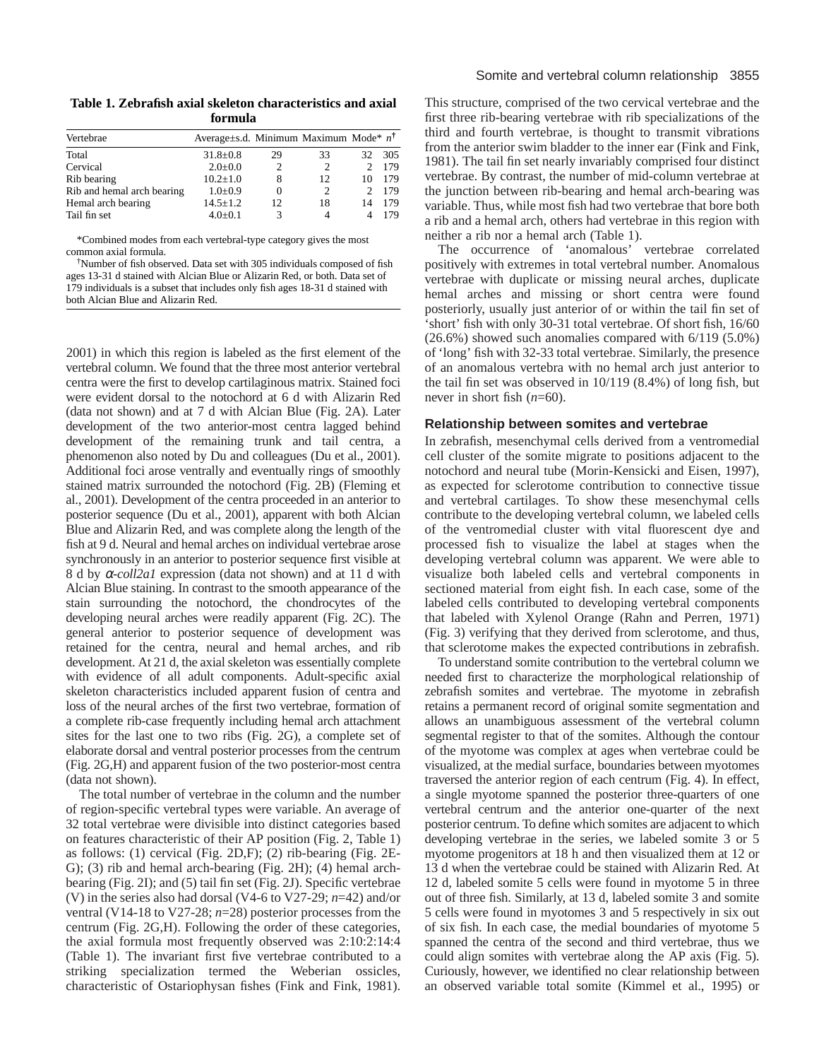**Table 1. Zebrafish axial skeleton characteristics and axial formula**

| Vertebrae | Average±s.d. | Minimum | Maximum | Mode* | $n^{\dagger}$ |
|---|---|---|---|---|---|
| Total | 31.8±0.8 | 29 | 33 | 32 | 305 |
| Cervical | 2.0±0.0 | 2 | 2 | 2 | 179 |
| Rib bearing | 10.2±1.0 | 8 | 12 | 10 | 179 |
| Rib and hemal arch bearing | 1.0±0.9 | 0 | 2 | 2 | 179 |
| Hemal arch bearing | 14.5±1.2 | 12 | 18 | 14 | 179 |
| Tail fin set | 4.0±0.1 | 3 | 4 | 4 | 179 |

*Combined modes from each vertebral-type category gives the most common axial formula.

†Number of fish observed. Data set with 305 individuals composed of fish ages 13-31 d stained with Alcian Blue or Alizarin Red, or both. Data set of 179 individuals is a subset that includes only fish ages 18-31 d stained with both Alcian Blue and Alizarin Red.

2001) in which this region is labeled as the first element of the vertebral column. We found that the three most anterior vertebral centra were the first to develop cartilaginous matrix. Stained foci were evident dorsal to the notochord at 6 d with Alizarin Red (data not shown) and at 7 d with Alcian Blue (Fig. 2A). Later development of the two anterior-most centra lagged behind development of the remaining trunk and tail centra, a phenomenon also noted by Du and colleagues (Du et al., 2001). Additional foci arose ventrally and eventually rings of smoothly stained matrix surrounded the notochord (Fig. 2B) (Fleming et al., 2001). Development of the centra proceeded in an anterior to posterior sequence (Du et al., 2001), apparent with both Alcian Blue and Alizarin Red, and was complete along the length of the fish at 9 d. Neural and hemal arches on individual vertebrae arose synchronously in an anterior to posterior sequence first visible at 8 d by *α-coll2a1* expression (data not shown) and at 11 d with Alcian Blue staining. In contrast to the smooth appearance of the stain surrounding the notochord, the chondrocytes of the developing neural arches were readily apparent (Fig. 2C). The general anterior to posterior sequence of development was retained for the centra, neural and hemal arches, and rib development. At 21 d, the axial skeleton was essentially complete with evidence of all adult components. Adult-specific axial skeleton characteristics included apparent fusion of centra and loss of the neural arches of the first two vertebrae, formation of a complete rib-case frequently including hemal arch attachment sites for the last one to two ribs (Fig. 2G), a complete set of elaborate dorsal and ventral posterior processes from the centrum (Fig. 2G,H) and apparent fusion of the two posterior-most centra (data not shown).

The total number of vertebrae in the column and the number of region-specific vertebral types were variable. An average of 32 total vertebrae were divisible into distinct categories based on features characteristic of their AP position (Fig. 2, Table 1) as follows: (1) cervical (Fig. 2D,F); (2) rib-bearing (Fig. 2E-G); (3) rib and hemal arch-bearing (Fig. 2H); (4) hemal arch-bearing (Fig. 2I); and (5) tail fin set (Fig. 2J). Specific vertebrae (V) in the series also had dorsal (V4-6 to V27-29; *n*=42) and/or ventral (V14-18 to V27-28; *n*=28) posterior processes from the centrum (Fig. 2G,H). Following the order of these categories, the axial formula most frequently observed was 2:10:2:14:4 (Table 1). The invariant first five vertebrae contributed to a striking specialization termed the Weberian ossicles, characteristic of Ostariophysan fishes (Fink and Fink, 1981). This structure, comprised of the two cervical vertebrae and the first three rib-bearing vertebrae with rib specializations of the third and fourth vertebrae, is thought to transmit vibrations from the anterior swim bladder to the inner ear (Fink and Fink, 1981). The tail fin set nearly invariably comprised four distinct vertebrae. By contrast, the number of mid-column vertebrae at the junction between rib-bearing and hemal arch-bearing was variable. Thus, while most fish had two vertebrae that bore both a rib and a hemal arch, others had vertebrae in this region with neither a rib nor a hemal arch (Table 1).

The occurrence of 'anomalous' vertebrae correlated positively with extremes in total vertebral number. Anomalous vertebrae with duplicate or missing neural arches, duplicate hemal arches and missing or short centra were found posteriorly, usually just anterior of or within the tail fin set of 'short' fish with only 30-31 total vertebrae. Of short fish, 16/60 (26.6%) showed such anomalies compared with 6/119 (5.0%) of 'long' fish with 32-33 total vertebrae. Similarly, the presence of an anomalous vertebra with no hemal arch just anterior to the tail fin set was observed in 10/119 (8.4%) of long fish, but never in short fish (*n*=60).

### Relationship between somites and vertebrae

In zebrafish, mesenchymal cells derived from a ventromedial cell cluster of the somite migrate to positions adjacent to the notochord and neural tube (Morin-Kensicki and Eisen, 1997), as expected for sclerotome contribution to connective tissue and vertebral cartilages. To show these mesenchymal cells contribute to the developing vertebral column, we labeled cells of the ventromedial cluster with vital fluorescent dye and processed fish to visualize the label at stages when the developing vertebral column was apparent. We were able to visualize both labeled cells and vertebral components in sectioned material from eight fish. In each case, some of the labeled cells contributed to developing vertebral components that labeled with Xylenol Orange (Rahn and Perren, 1971) (Fig. 3) verifying that they derived from sclerotome, and thus, that sclerotome makes the expected contributions in zebrafish.

To understand somite contribution to the vertebral column we needed first to characterize the morphological relationship of zebrafish somites and vertebrae. The myotome in zebrafish retains a permanent record of original somite segmentation and allows an unambiguous assessment of the vertebral column segmental register to that of the somites. Although the contour of the myotome was complex at ages when vertebrae could be visualized, at the medial surface, boundaries between myotomes traversed the anterior region of each centrum (Fig. 4). In effect, a single myotome spanned the posterior three-quarters of one vertebral centrum and the anterior one-quarter of the next posterior centrum. To define which somites are adjacent to which developing vertebrae in the series, we labeled somite 3 or 5 myotome progenitors at 18 h and then visualized them at 12 or 13 d when the vertebrae could be stained with Alizarin Red. At 12 d, labeled somite 5 cells were found in myotome 5 in three out of three fish. Similarly, at 13 d, labeled somite 3 and somite 5 cells were found in myotomes 3 and 5 respectively in six out of six fish. In each case, the medial boundaries of myotome 5 spanned the centra of the second and third vertebrae, thus we could align somites with vertebrae along the AP axis (Fig. 5). Curiously, however, we identified no clear relationship between an observed variable total somite (Kimmel et al., 1995) or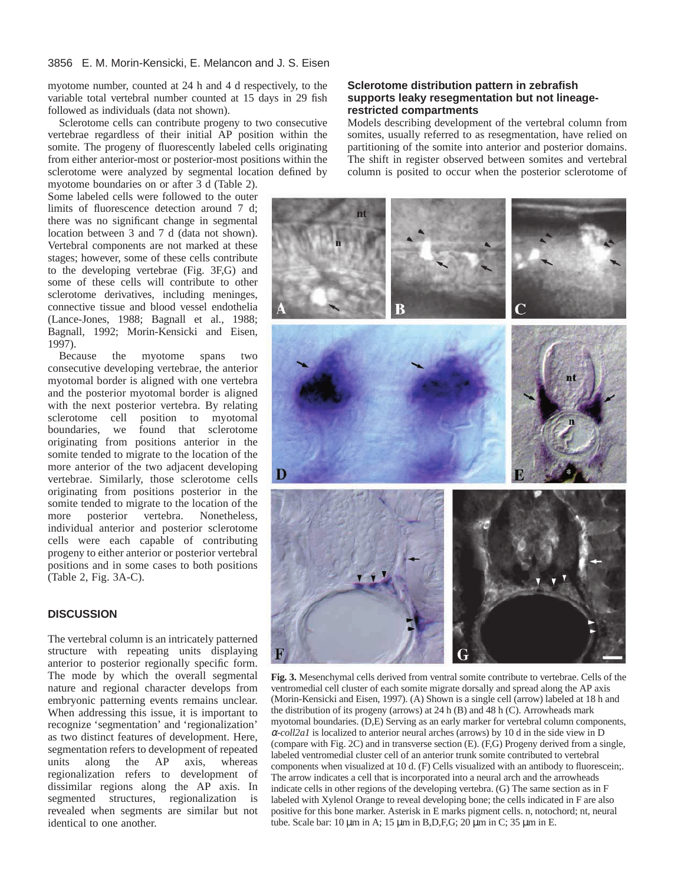myotome number, counted at 24 h and 4 d respectively, to the variable total vertebral number counted at 15 days in 29 fish followed as individuals (data not shown).

Sclerotome cells can contribute progeny to two consecutive vertebrae regardless of their initial AP position within the somite. The progeny of fluorescently labeled cells originating from either anterior-most or posterior-most positions within the sclerotome were analyzed by segmental location defined by myotome boundaries on or after 3 d (Table 2). Some labeled cells were followed to the outer limits of fluorescence detection around 7 d; there was no significant change in segmental location between 3 and 7 d (data not shown). Vertebral components are not marked at these stages; however, some of these cells contribute to the developing vertebrae (Fig. 3F,G) and some of these cells will contribute to other sclerotome derivatives, including meninges, connective tissue and blood vessel endothelia (Lance-Jones, 1988; Bagnall et al., 1988; Bagnall, 1992; Morin-Kensicki and Eisen, 1997).

Because the myotome spans two consecutive developing vertebrae, the anterior myotomal border is aligned with one vertebra and the posterior myotomal border is aligned with the next posterior vertebra. By relating sclerotome cell position to myotomal boundaries, we found that sclerotome originating from positions anterior in the somite tended to migrate to the location of the more anterior of the two adjacent developing vertebrae. Similarly, those sclerotome cells originating from positions posterior in the somite tended to migrate to the location of the more posterior vertebra. Nonetheless, individual anterior and posterior sclerotome cells were each capable of contributing progeny to either anterior or posterior vertebral positions and in some cases to both positions (Table 2, Fig. 3A-C).

## DISCUSSION

The vertebral column is an intricately patterned structure with repeating units displaying anterior to posterior regionally specific form. The mode by which the overall segmental nature and regional character develops from embryonic patterning events remains unclear. When addressing this issue, it is important to recognize 'segmentation' and 'regionalization' as two distinct features of development. Here, segmentation refers to development of repeated units along the AP axis, whereas regionalization refers to development of dissimilar regions along the AP axis. In segmented structures, regionalization is revealed when segments are similar but not identical to one another.

### Sclerotome distribution pattern in zebrafish supports leaky resegmentation but not lineage-restricted compartments

Models describing development of the vertebral column from somites, usually referred to as resegmentation, have relied on partitioning of the somite into anterior and posterior domains. The shift in register observed between somites and vertebral column is posited to occur when the posterior sclerotome of

**Fig. 3.** Mesenchymal cells derived from ventral somite contribute to vertebrae. Cells of the ventromedial cell cluster of each somite migrate dorsally and spread along the AP axis (Morin-Kensicki and Eisen, 1997). (A) Shown is a single cell (arrow) labeled at 18 h and the distribution of its progeny (arrows) at 24 h (B) and 48 h (C). Arrowheads mark myotomal boundaries. (D,E) Serving as an early marker for vertebral column components, *α-coll2a1* is localized to anterior neural arches (arrows) by 10 d in the side view in D (compare with Fig. 2C) and in transverse section (E). (F,G) Progeny derived from a single, labeled ventromedial cluster cell of an anterior trunk somite contributed to vertebral components when visualized at 10 d. (F) Cells visualized with an antibody to fluorescein;. The arrow indicates a cell that is incorporated into a neural arch and the arrowheads indicate cells in other regions of the developing vertebra. (G) The same section as in F labeled with Xylenol Orange to reveal developing bone; the cells indicated in F are also positive for this bone marker. Asterisk in E marks pigment cells. n, notochord; nt, neural tube. Scale bar: 10 μm in A; 15 μm in B,D,F,G; 20 μm in C; 35 μm in E.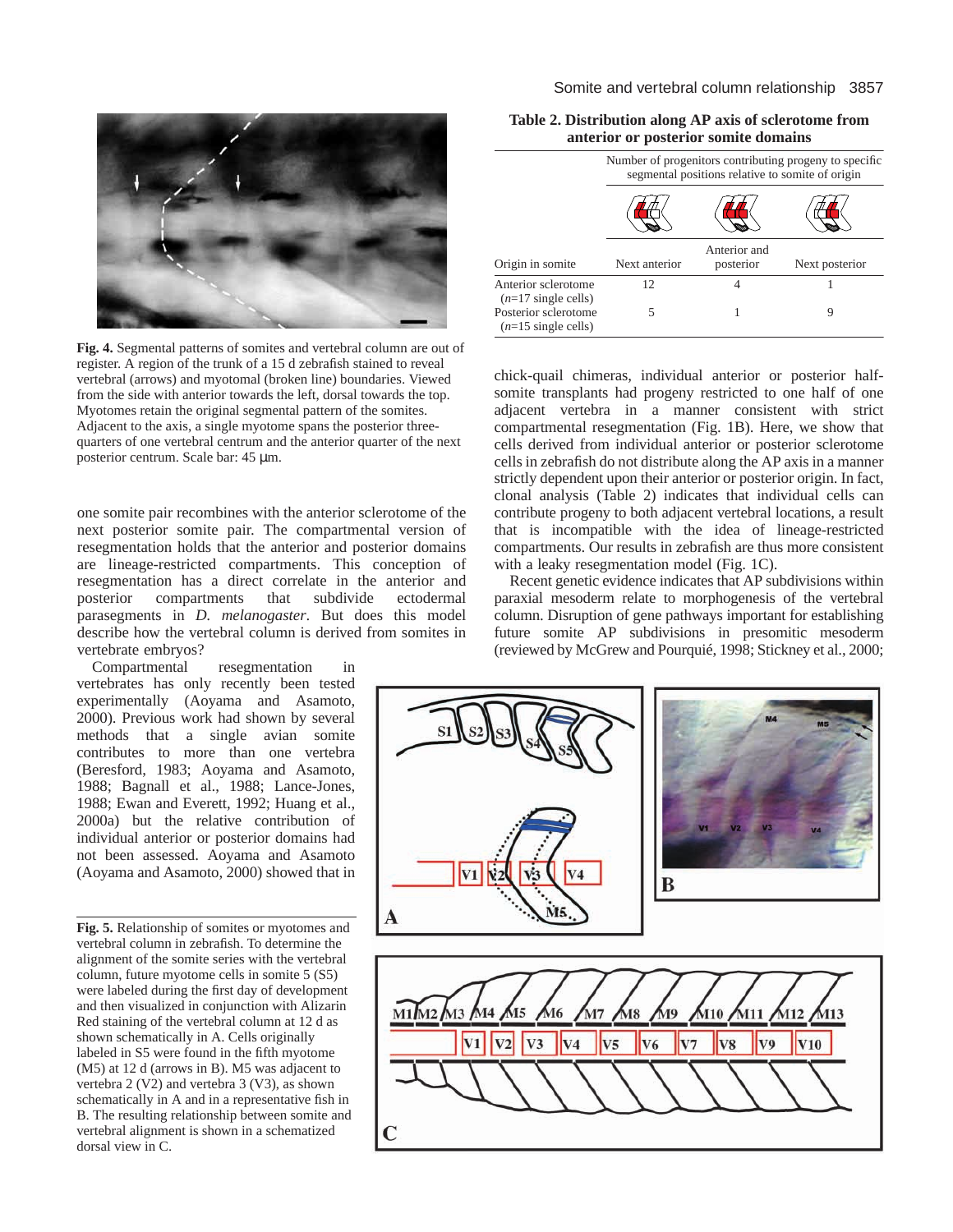Fig. 4. Segmental patterns of somites and vertebral column are out of register. A region of the trunk of a 15 d zebrafish stained to reveal vertebral (arrows) and myotomal (broken line) boundaries. Viewed from the side with anterior towards the left, dorsal towards the top. Myotomes retain the original segmental pattern of the somites. Adjacent to the axis, a single myotome spans the posterior three-quarters of one vertebral centrum and the anterior quarter of the next posterior centrum. Scale bar: 45 µm.

one somite pair recombines with the anterior sclerotome of the next posterior somite pair. The compartmental version of resegmentation holds that the anterior and posterior domains are lineage-restricted compartments. This conception of resegmentation has a direct correlate in the anterior and posterior compartments that subdivide ectodermal parasegments in *D. melanogaster*. But does this model describe how the vertebral column is derived from somites in vertebrate embryos?

Compartmental resegmentation in vertebrates has only recently been tested experimentally (Aoyama and Asamoto, 2000). Previous work had shown by several methods that a single avian somite contributes to more than one vertebra (Beresford, 1983; Aoyama and Asamoto, 1988; Bagnall et al., 1988; Lance-Jones, 1988; Ewan and Everett, 1992; Huang et al., 2000a) but the relative contribution of individual anterior or posterior domains had not been assessed. Aoyama and Asamoto (Aoyama and Asamoto, 2000) showed that in chick-quail chimeras, individual anterior or posterior half-somite transplants had progeny restricted to one half of one adjacent vertebra in a manner consistent with strict compartmental resegmentation (Fig. 1B). Here, we show that cells derived from individual anterior or posterior sclerotome cells in zebrafish do not distribute along the AP axis in a manner strictly dependent upon their anterior or posterior origin. In fact, clonal analysis (Table 2) indicates that individual cells can contribute progeny to both adjacent vertebral locations, a result that is incompatible with the idea of lineage-restricted compartments. Our results in zebrafish are thus more consistent with a leaky resegmentation model (Fig. 1C).

Recent genetic evidence indicates that AP subdivisions within paraxial mesoderm relate to morphogenesis of the vertebral column. Disruption of gene pathways important for establishing future somite AP subdivisions in presomitic mesoderm (reviewed by McGrew and Pourquié, 1998; Stickney et al., 2000;

**Table 2. Distribution along AP axis of sclerotome from anterior or posterior somite domains**

| Origin in somite | Number of progenitors contributing progeny to specific segmental positions relative to somite of origin | | |
|---|---|---|---|
| | Next anterior | Anterior and posterior | Next posterior |
| Anterior sclerotome ($n$=17 single cells) | 12 | 4 | 1 |
| Posterior sclerotome ($n$=15 single cells) | 5 | 1 | 9 |

Fig. 5. Relationship of somites or myotomes and vertebral column in zebrafish. To determine the alignment of the somite series with the vertebral column, future myotome cells in somite 5 (S5) were labeled during the first day of development and then visualized in conjunction with Alizarin Red staining of the vertebral column at 12 d as shown schematically in A. Cells originally labeled in S5 were found in the fifth myotome (M5) at 12 d (arrows in B). M5 was adjacent to vertebra 2 (V2) and vertebra 3 (V3), as shown schematically in A and in a representative fish in B. The resulting relationship between somite and vertebral alignment is shown in a schematized dorsal view in C.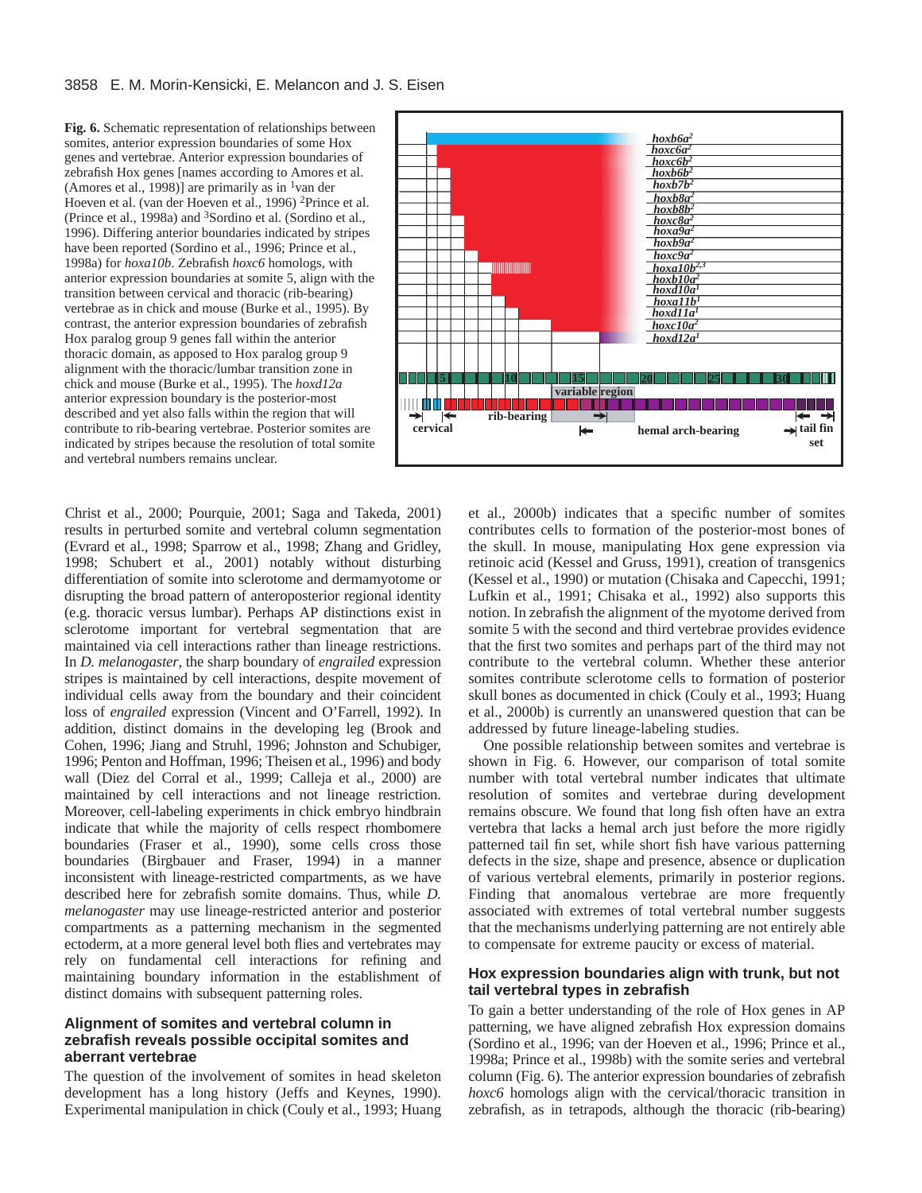**Fig. 6.** Schematic representation of relationships between somites, anterior expression boundaries of some Hox genes and vertebrae. Anterior expression boundaries of zebrafish Hox genes [names according to Amores et al. (Amores et al., 1998)] are primarily as in [1]van der Hoeven et al. (van der Hoeven et al., 1996) [2]Prince et al. (Prince et al., 1998a) and [3]Sordino et al. (Sordino et al., 1996). Differing anterior boundaries indicated by stripes have been reported (Sordino et al., 1996; Prince et al., 1998a) for *hoxa10b*. Zebrafish *hoxc6* homologs, with anterior expression boundaries at somite 5, align with the transition between cervical and thoracic (rib-bearing) vertebrae as in chick and mouse (Burke et al., 1995). By contrast, the anterior expression boundaries of zebrafish Hox paralog group 9 genes fall within the anterior thoracic domain, as apposed to Hox paralog group 9 alignment with the thoracic/lumbar transition zone in chick and mouse (Burke et al., 1995). The *hoxd12a* anterior expression boundary is the posterior-most described and yet also falls within the region that will contribute to rib-bearing vertebrae. Posterior somites are indicated by stripes because the resolution of total somite and vertebral numbers remains unclear.

Christ et al., 2000; Pourquie, 2001; Saga and Takeda, 2001) results in perturbed somite and vertebral column segmentation (Evrard et al., 1998; Sparrow et al., 1998; Zhang and Gridley, 1998; Schubert et al., 2001) notably without disturbing differentiation of somite into sclerotome and dermamyotome or disrupting the broad pattern of anteroposterior regional identity (e.g. thoracic versus lumbar). Perhaps AP distinctions exist in sclerotome important for vertebral segmentation that are maintained via cell interactions rather than lineage restrictions. In *D. melanogaster*, the sharp boundary of *engrailed* expression stripes is maintained by cell interactions, despite movement of individual cells away from the boundary and their coincident loss of *engrailed* expression (Vincent and O'Farrell, 1992). In addition, distinct domains in the developing leg (Brook and Cohen, 1996; Jiang and Struhl, 1996; Johnston and Schubiger, 1996; Penton and Hoffman, 1996; Theisen et al., 1996) and body wall (Diez del Corral et al., 1999; Calleja et al., 2000) are maintained by cell interactions and not lineage restriction. Moreover, cell-labeling experiments in chick embryo hindbrain indicate that while the majority of cells respect rhombomere boundaries (Fraser et al., 1990), some cells cross those boundaries (Birgbauer and Fraser, 1994) in a manner inconsistent with lineage-restricted compartments, as we have described here for zebrafish somite domains. Thus, while *D. melanogaster* may use lineage-restricted anterior and posterior compartments as a patterning mechanism in the segmented ectoderm, at a more general level both flies and vertebrates may rely on fundamental cell interactions for refining and maintaining boundary information in the establishment of distinct domains with subsequent patterning roles.

## Alignment of somites and vertebral column in zebrafish reveals possible occipital somites and aberrant vertebrae

The question of the involvement of somites in head skeleton development has a long history (Jeffs and Keynes, 1990). Experimental manipulation in chick (Couly et al., 1993; Huang et al., 2000b) indicates that a specific number of somites contributes cells to formation of the posterior-most bones of the skull. In mouse, manipulating Hox gene expression via retinoic acid (Kessel and Gruss, 1991), creation of transgenics (Kessel et al., 1990) or mutation (Chisaka and Capecchi, 1991; Lufkin et al., 1991; Chisaka et al., 1992) also supports this notion. In zebrafish the alignment of the myotome derived from somite 5 with the second and third vertebrae provides evidence that the first two somites and perhaps part of the third may not contribute to the vertebral column. Whether these anterior somites contribute sclerotome cells to formation of posterior skull bones as documented in chick (Couly et al., 1993; Huang et al., 2000b) is currently an unanswered question that can be addressed by future lineage-labeling studies.

One possible relationship between somites and vertebrae is shown in Fig. 6. However, our comparison of total somite number with total vertebral number indicates that ultimate resolution of somites and vertebrae during development remains obscure. We found that long fish often have an extra vertebra that lacks a hemal arch just before the more rigidly patterned tail fin set, while short fish have various patterning defects in the size, shape and presence, absence or duplication of various vertebral elements, primarily in posterior regions. Finding that anomalous vertebrae are more frequently associated with extremes of total vertebral number suggests that the mechanisms underlying patterning are not entirely able to compensate for extreme paucity or excess of material.

## Hox expression boundaries align with trunk, but not tail vertebral types in zebrafish

To gain a better understanding of the role of Hox genes in AP patterning, we have aligned zebrafish Hox expression domains (Sordino et al., 1996; van der Hoeven et al., 1996; Prince et al., 1998a; Prince et al., 1998b) with the somite series and vertebral column (Fig. 6). The anterior expression boundaries of zebrafish *hoxc6* homologs align with the cervical/thoracic transition in zebrafish, as in tetrapods, although the thoracic (rib-bearing)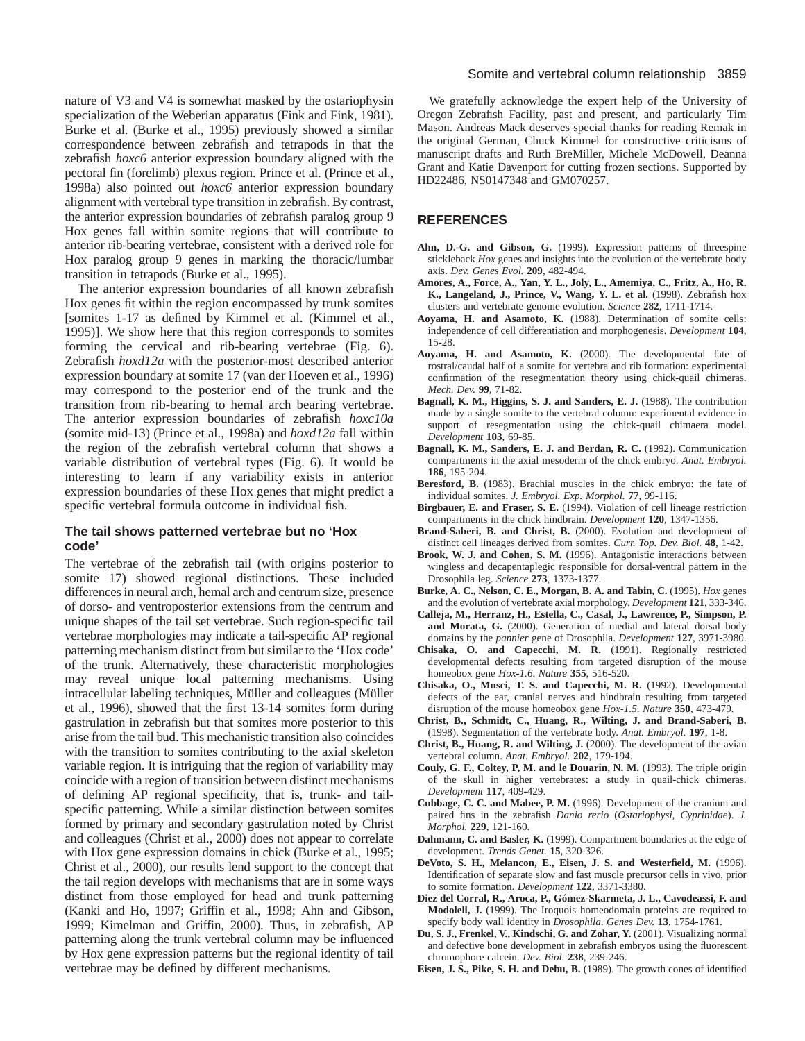nature of V3 and V4 is somewhat masked by the ostariophysin specialization of the Weberian apparatus (Fink and Fink, 1981). Burke et al. (Burke et al., 1995) previously showed a similar correspondence between zebrafish and tetrapods in that the zebrafish *hoxc6* anterior expression boundary aligned with the pectoral fin (forelimb) plexus region. Prince et al. (Prince et al., 1998a) also pointed out *hoxc6* anterior expression boundary alignment with vertebral type transition in zebrafish. By contrast, the anterior expression boundaries of zebrafish paralog group 9 Hox genes fall within somite regions that will contribute to anterior rib-bearing vertebrae, consistent with a derived role for Hox paralog group 9 genes in marking the thoracic/lumbar transition in tetrapods (Burke et al., 1995).

The anterior expression boundaries of all known zebrafish Hox genes fit within the region encompassed by trunk somites [somites 1-17 as defined by Kimmel et al. (Kimmel et al., 1995)]. We show here that this region corresponds to somites forming the cervical and rib-bearing vertebrae (Fig. 6). Zebrafish *hoxd12a* with the posterior-most described anterior expression boundary at somite 17 (van der Hoeven et al., 1996) may correspond to the posterior end of the trunk and the transition from rib-bearing to hemal arch bearing vertebrae. The anterior expression boundaries of zebrafish *hoxc10a* (somite mid-13) (Prince et al., 1998a) and *hoxd12a* fall within the region of the zebrafish vertebral column that shows a variable distribution of vertebral types (Fig. 6). It would be interesting to learn if any variability exists in anterior expression boundaries of these Hox genes that might predict a specific vertebral formula outcome in individual fish.

### The tail shows patterned vertebrae but no 'Hox code'

The vertebrae of the zebrafish tail (with origins posterior to somite 17) showed regional distinctions. These included differences in neural arch, hemal arch and centrum size, presence of dorso- and ventroposterior extensions from the centrum and unique shapes of the tail set vertebrae. Such region-specific tail vertebrae morphologies may indicate a tail-specific AP regional patterning mechanism distinct from but similar to the 'Hox code' of the trunk. Alternatively, these characteristic morphologies may reveal unique local patterning mechanisms. Using intracellular labeling techniques, Müller and colleagues (Müller et al., 1996), showed that the first 13-14 somites form during gastrulation in zebrafish but that somites more posterior to this arise from the tail bud. This mechanistic transition also coincides with the transition to somites contributing to the axial skeleton variable region. It is intriguing that the region of variability may coincide with a region of transition between distinct mechanisms of defining AP regional specificity, that is, trunk- and tail-specific patterning. While a similar distinction between somites formed by primary and secondary gastrulation noted by Christ and colleagues (Christ et al., 2000) does not appear to correlate with Hox gene expression domains in chick (Burke et al., 1995; Christ et al., 2000), our results lend support to the concept that the tail region develops with mechanisms that are in some ways distinct from those employed for head and trunk patterning (Kanki and Ho, 1997; Griffin et al., 1998; Ahn and Gibson, 1999; Kimelman and Griffin, 2000). Thus, in zebrafish, AP patterning along the trunk vertebral column may be influenced by Hox gene expression patterns but the regional identity of tail vertebrae may be defined by different mechanisms.

We gratefully acknowledge the expert help of the University of Oregon Zebrafish Facility, past and present, and particularly Tim Mason. Andreas Mack deserves special thanks for reading Remak in the original German, Chuck Kimmel for constructive criticisms of manuscript drafts and Ruth BreMiller, Michele McDowell, Deanna Grant and Katie Davenport for cutting frozen sections. Supported by HD22486, NS0147348 and GM070257.

## REFERENCES

**Ahn, D.-G. and Gibson, G.** (1999). Expression patterns of threespine stickleback *Hox* genes and insights into the evolution of the vertebrate body axis. *Dev. Genes Evol.* **209**, 482-494.

**Amores, A., Force, A., Yan, Y. L., Joly, L., Amemiya, C., Fritz, A., Ho, R. K., Langeland, J., Prince, V., Wang, Y. L. et al.** (1998). Zebrafish hox clusters and vertebrate genome evolution. *Science* **282**, 1711-1714.

**Aoyama, H. and Asamoto, K.** (1988). Determination of somite cells: independence of cell differentiation and morphogenesis. *Development* **104**, 15-28.

**Aoyama, H. and Asamoto, K.** (2000). The developmental fate of rostral/caudal half of a somite for vertebra and rib formation: experimental confirmation of the resegmentation theory using chick-quail chimeras. *Mech. Dev.* **99**, 71-82.

**Bagnall, K. M., Higgins, S. J. and Sanders, E. J.** (1988). The contribution made by a single somite to the vertebral column: experimental evidence in support of resegmentation using the chick-quail chimaera model. *Development* **103**, 69-85.

**Bagnall, K. M., Sanders, E. J. and Berdan, R. C.** (1992). Communication compartments in the axial mesoderm of the chick embryo. *Anat. Embryol.* **186**, 195-204.

**Beresford, B.** (1983). Brachial muscles in the chick embryo: the fate of individual somites. *J. Embryol. Exp. Morphol.* **77**, 99-116.

**Birgbauer, E. and Fraser, S. E.** (1994). Violation of cell lineage restriction compartments in the chick hindbrain. *Development* **120**, 1347-1356.

**Brand-Saberi, B. and Christ, B.** (2000). Evolution and development of distinct cell lineages derived from somites. *Curr. Top. Dev. Biol.* **48**, 1-42.

**Brook, W. J. and Cohen, S. M.** (1996). Antagonistic interactions between wingless and decapentaplegic responsible for dorsal-ventral pattern in the Drosophila leg. *Science* **273**, 1373-1377.

**Burke, A. C., Nelson, C. E., Morgan, B. A. and Tabin, C.** (1995). *Hox* genes and the evolution of vertebrate axial morphology. *Development* **121**, 333-346.

**Calleja, M., Herranz, H., Estella, C., Casal, J., Lawrence, P., Simpson, P. and Morata, G.** (2000). Generation of medial and lateral dorsal body domains by the *pannier* gene of Drosophila. *Development* **127**, 3971-3980.

**Chisaka, O. and Capecchi, M. R.** (1991). Regionally restricted developmental defects resulting from targeted disruption of the mouse homeobox gene *Hox-1.6*. *Nature* **355**, 516-520.

**Chisaka, O., Musci, T. S. and Capecchi, M. R.** (1992). Developmental defects of the ear, cranial nerves and hindbrain resulting from targeted disruption of the mouse homeobox gene *Hox-1.5*. *Nature* **350**, 473-479.

**Christ, B., Schmidt, C., Huang, R., Wilting, J. and Brand-Saberi, B.** (1998). Segmentation of the vertebrate body. *Anat. Embryol.* **197**, 1-8.

**Christ, B., Huang, R. and Wilting, J.** (2000). The development of the avian vertebral column. *Anat. Embryol.* **202**, 179-194.

**Couly, G. F., Coltey, P, M. and le Douarin, N. M.** (1993). The triple origin of the skull in higher vertebrates: a study in quail-chick chimeras. *Development* **117**, 409-429.

**Cubbage, C. C. and Mabee, P. M.** (1996). Development of the cranium and paired fins in the zebrafish *Danio rerio* (*Ostariophysi, Cyprinidae*). *J. Morphol.* **229**, 121-160.

**Dahmann, C. and Basler, K.** (1999). Compartment boundaries at the edge of development. *Trends Genet.* **15**, 320-326.

**DeVoto, S. H., Melancon, E., Eisen, J. S. and Westerfield, M.** (1996). Identification of separate slow and fast muscle precursor cells in vivo, prior to somite formation. *Development* **122**, 3371-3380.

**Diez del Corral, R., Aroca, P., Gómez-Skarmeta, J. L., Cavodeassi, F. and Modolell, J.** (1999). The Iroquois homeodomain proteins are required to specify body wall identity in *Drosophila*. *Genes Dev.* **13**, 1754-1761.

**Du, S. J., Frenkel, V., Kindschi, G. and Zohar, Y.** (2001). Visualizing normal and defective bone development in zebrafish embryos using the fluorescent chromophore calcein. *Dev. Biol.* **238**, 239-246.

**Eisen, J. S., Pike, S. H. and Debu, B.** (1989). The growth cones of identified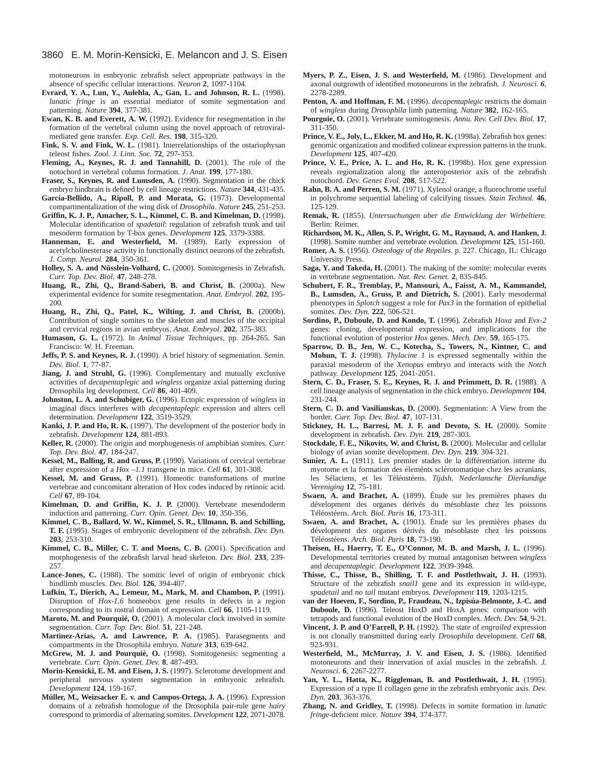motoneurons in embryonic zebrafish select appropriate pathways in the absence of specific cellular interactions. *Neuron* **2**, 1097-1104.

**Evrard, Y. A., Lun, Y., Aulehla, A., Gan, L. and Johnson, R. L.** (1998). *lunatic fringe* is an essential mediator of somite segmentation and patterning. *Nature* **394**, 377-381.

**Ewan, K. B. and Everett, A. W.** (1992). Evidence for resegmentation in the formation of the vertebral column using the novel approach of retroviral-mediated gene transfer. *Exp. Cell. Res.* **198**, 315-320.

**Fink, S. V. and Fink, W. L.** (1981). Interrelationships of the ostariophysan teleost fishes. *Zool. J. Linn. Soc.* **72**, 297-353.

**Fleming, A., Keynes, R. J. and Tannahill, D.** (2001). The role of the notochord in vertebral column formation. *J. Anat.* **199**, 177-180.

**Fraser, S., Keynes, R. and Lumsden, A.** (1990). Segmentation in the chick embryo hindbrain is defined by cell lineage restrictions. *Nature* **344**, 431-435.

**García-Bellido, A., Ripoll, P. and Morata, G.** (1973). Developmental compartmentalization of the wing disk of *Drosophila*. *Nature* **245**, 251-253.

**Griffin, K. J. P., Amacher, S. L., Kimmel, C. B. and Kimelman, D.** (1998). Molecular identification of *spadetail*: regulation of zebrafish trunk and tail mesoderm formation by T-box genes. *Development* **125**, 3379-3388.

**Hanneman, E. and Westerfield, M.** (1989). Early expression of acetylcholinesterase activity in functionally distinct neurons of the zebrafish. *J. Comp. Neurol.* **284**, 350-361.

**Holley, S. A. and Nüsslein-Volhard, C.** (2000). Somitogenesis in Zebrafish. *Curr. Top. Dev. Biol.* **47**, 248-278.

**Huang, R., Zhi, Q., Brand-Saberi, B. and Christ, B.** (2000a). New experimental evidence for somite resegmentation. *Anat. Embryol*. **202**, 195-200.

**Huang, R., Zhi, Q., Patel, K., Wilting, J. and Christ, B.** (2000b). Contribution of single somites to the skeleton and muscles of the occipital and cervical regions in avian embryos. *Anat. Embryol*. **202**, 375-383.

**Humason, G. L.** (1972). In *Animal Tissue Techniques*, pp. 264-265. San Francisco: W. H. Freeman.

**Jeffs, P. S. and Keynes, R. J.** (1990). A brief history of segmentation. *Semin. Dev. Biol.* **1**, 77-87.

**Jiang, J. and Struhl, G.** (1996). Complementary and mutually exclusive activities of *decapentaplegic* and *wingless* organize axial patterning during Drosophila leg development. *Cell* **86**, 401-409.

**Johnston, L. A. and Schubiger, G.** (1996). Ectopic expression of *wingless* in imaginal discs interferes with *decapentaplegic* expression and alters cell determination. *Development* **122**, 3519-3529.

**Kanki, J. P. and Ho, R. K.** (1997). The development of the posterior body in zebrafish. *Development* **124**, 881-893.

**Keller, R.** (2000). The origin and morphogenesis of amphibian somites. *Curr. Top. Dev. Biol.* **47**, 184-247.

**Kessel, M., Balling, R. and Gruss, P.** (1990). Variations of cervical vertebrae after expression of a *Hox –1.1* transgene in mice. *Cell* **61**, 301-308.

**Kessel, M. and Gruss, P.** (1991). Homeotic transformations of murine vertebrae and concomitant alteration of Hox codes induced by retinoic acid. *Cell* **67**, 89-104.

**Kimelman, D. and Griffin, K. J. P.** (2000). Vertebrate mesendoderm induction and patterning. *Curr. Opin. Genet. Dev.* **10**, 350-356.

**Kimmel, C. B., Ballard, W. W., Kimmel, S. R., Ullmann, B. and Schilling, T. F.** (1995). Stages of embryonic development of the zebrafish. *Dev. Dyn.* **203**, 253-310.

**Kimmel, C. B., Miller, C. T. and Moens, C. B.** (2001). Specification and morphogenesis of the zebrafish larval head skeleton. *Dev. Biol.* **233**, 239-257.

**Lance-Jones, C.** (1988). The somitic level of origin of embryonic chick hindlimb muscles. *Dev. Biol.* **126**, 394-407.

**Lufkin, T., Dierich, A., Lemeur, M., Mark, M. and Chambon, P.** (1991). Disruption of *Hox-1.6* homeobox gene results in defects in a region corresponding to its rostral domain of expression. *Cell* **66**, 1105-1119.

**Maroto, M. and Pourquié, O.** (2001). A molecular clock involved in somite segmentation. *Curr. Top. Dev. Biol.* **51**, 221-248.

**Martinez-Arias, A. and Lawrence, P. A.** (1985). Parasegments and compartments in the Drosophila embryo. *Nature* **313**, 639-642.

**McGrew, M. J. and Pourquié, O.** (1998). Somitogenesis: segmenting a vertebrate. *Curr. Opin. Genet. Dev.* **8**, 487-493.

**Morin-Kensicki, E. M. and Eisen, J. S.** (1997). Sclerotome development and peripheral nervous system segmentation in embryonic zebrafish. *Development* **124**, 159-167.

**Müller, M., Weizsacker E. v. and Campos-Ortega, J. A.** (1996). Expression domains of a zebrafish homologue of the Drosophila pair-rule gene *hairy* correspond to primordia of alternating somites. *Development* **122**, 2071-2078.

**Myers, P. Z., Eisen, J. S. and Westerfield, M.** (1986). Development and axonal outgrowth of identified motoneurons in the zebrafish. *J. Neurosci. 6*, 2278-2289.

**Penton, A. and Hoffman, F. M.** (1996). *decapentaplegic* restricts the domain of *wingless* during *Drosophila* limb patterning. *Nature* **382**, 162-165.

**Pourguie, O.** (2001). Vertebrate somitogenesis. *Annu. Rev. Cell Dev. Biol.* **17**, 311-350.

**Prince, V. E., Joly, L., Ekker, M. and Ho, R. K.** (1998a). Zebrafish hox genes: genomic organization and modified colinear expression patterns in the trunk. *Development* **125**, 407-420.

**Prince, V. E., Price, A. L. and Ho, R. K.** (1998b). Hox gene expression reveals regionalization along the anteroposterior axis of the zebrafish notochord. *Dev. Genes Evol.* **208**, 517-522.

**Rahn, B. A. and Perren, S. M.** (1971). Xylenol orange, a fluorochrome useful in polychrome sequential labeling of calcifying tissues. *Stain Technol.* **46**, 125-129.

**Remak, R.** (1855). *Untersuchungen uber die Entwicklung der Wirbeltiere.* Berlin: Reimer.

**Richardson, M. K., Allen, S. P., Wright, G. M., Raynaud, A. and Hanken, J.** (1998). Somite number and vertebrate evolution. *Development* **125**, 151-160.

**Romer, A. S.** (1956). *Osteology of the Reptiles*. p. 227. Chicago, IL: Chicago University Press.

**Saga, Y. and Takeda, H.** (2001). The making of the somite: molecular events in vertebrate segmentation. *Nat. Rev. Genet.* **2**, 835-845.

**Schubert, F. R., Tremblay, P., Mansouri, A., Faisst, A. M., Kammandel, B., Lumsden, A., Gruss, P. and Dietrich, S.** (2001). Early mesodermal phenotypes in *Splotch* suggest a role for *Pax3* in the formation of epithelial somites. *Dev. Dyn.* **222**, 506-521.

**Sordino, P., Duboule, D. and Kondo, T.** (1996). Zebrafish *Hoxa* and *Evx-2* genes: cloning, developmental expression, and implications for the functional evolution of posterior *Hox* genes. *Mech. Dev*. **59**, 165-175.

**Sparrow, D. B., Jen, W. C., Kotecha, S., Towers, N., Kintner, C. and Mohun, T. J.** (1998). *Thylacine 1* is expressed segmentally within the paraxial mesoderm of the *Xenopus* embryo and interacts with the *Notch* pathway. *Development* **125**, 2041-2051.

**Stern, C. D., Fraser, S. E., Keynes, R. J. and Primmett, D. R.** (1988). A cell lineage analysis of segmentation in the chick embryo. *Development* **104**, 231-244.

**Stern, C. D. and Vasiliauskas, D.** (2000). Segmentation: A View from the border. *Curr. Top. Dev. Biol.* **47**, 107-131.

**Stickney, H. L., Barresi, M. J. F. and Devoto, S. H.** (2000). Somite development in zebrafish. *Dev. Dyn.* **219**, 287-303.

**Stockdale, F. E., Nikovits, W. and Christ, B.** (2000). Molecular and cellular biology of avian somite development. *Dev. Dyn.* **219**, 304-321.

**Sunier, A. L.** (1911). Les premier stades de la différéntiation interne du myotome et la formation des éleménts sclérotomatique chez les acranians, les Sélaciens, et les Téléostéens. *Tijdsh. Nederlansche Dierkundige Vereniging* **12**, 75-181.

**Swaen, A. and Brachet, A.** (1899). Étude sur les premières phases du dévelopment des organes dérivés du mésoblaste chez les poissons Téléostéens. *Arch. Biol. Paris* **16**, 173-311.

**Swaen, A. and Brachet, A.** (1901). Étude sur les premières phases du dévelopment des organes dérivés du mésoblaste chez les poissons Téléostéens. *Arch. Biol. Paris* **18**, 73-190.

**Theisen, H., Haerry, T. E., O'Connor, M. B. and Marsh, J. L.** (1996). Developmental territories created by mutual antagonism between *wingless* and *decapentaplegic*. *Development* **122**, 3939-3948.

**Thisse, C., Thisse, B., Shilling, T. F. and Postlethwait, J. H.** (1993). Structure of the zebrafish *snail1* gene and its expression in wild-type, *spadetail* and *no tail* mutant embryos. *Development* **119**, 1203-1215.

**van der Hoeven, F., Sordino, P., Fraudeau, N., Izpisúa-Belmonte, J.-C. and Duboule, D.** (1996). Teleost HoxD and HoxA genes: comparison with tetrapods and functional evolution of the HoxD complex. *Mech. Dev.* **54**, 9-21.

**Vincent, J. P. and O'Farrell, P. H.** (1992). The state of *engrailed* expression is not clonally transmitted during early *Drosophila* development. *Cell* **68**, 923-931.

**Westerfield, M., McMurray, J. V. and Eisen, J. S.** (1986). Identified motoneurons and their innervation of axial muscles in the zebrafish. *J. Neurosci.* **6**, 2267-2277.

**Yan, Y. L., Hatta, K., Riggleman, B. and Postlethwait, J. H.** (1995). Expression of a type II collagen gene in the zebrafish embryonic axis. *Dev. Dyn.* **203**, 363-376.

**Zhang, N. and Gridley, T.** (1998). Defects in somite formation in *lunatic fringe*-deficient mice. *Nature* **394**, 374-377.